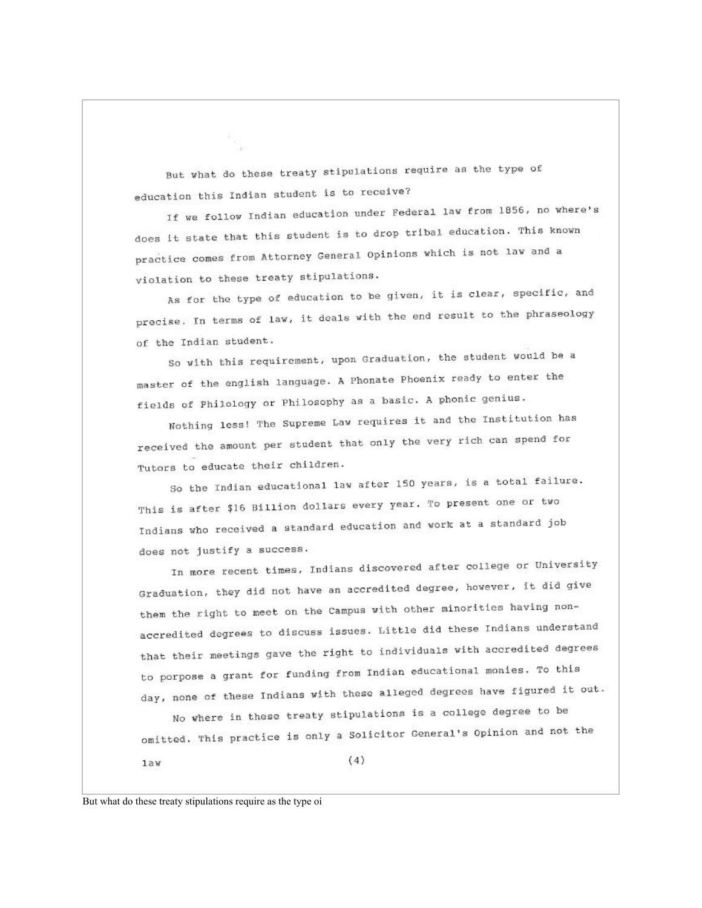But what do these treaty stipulations require as the type of education this Indian student is to receive?

If we follow Indian education under Federal law from 1856, no where's does it state that this student is to drop tribal education. This known practice comes from Attorney General Opinions which is not law and a violation to these treaty stipulations.

As for the type of education to be given, it is clear, specific, and precise. In terms of law, it deals with the end result to the phraseology of the Indian student.

So with this requirement, upon Graduation, the student would be a master of the english language. A Phonate Phoenix ready to enter the fields of Philology or Philosophy as a basic. A phonic genius.

Nothing less! The Supreme Law requires it and the Institution has received the amount per student that only the very rich can spend for Tutors to educate their children.

So the Indian educational law after 150 years, is a total failure. This is after $16 Billion dollars every year. To present one or two Indians who received a standard education and work at a standard job does not justify a success.

In more recent times, Indians discovered after college or University Graduation, they did not have an accredited degree, however, it did give them the right to meet on the Campus with other minorities having non-accredited degrees to discuss issues. Little did these Indians understand that their meetings gave the right to individuals with accredited degrees to porpose a grant for funding from Indian educational monies. To this day, none of these Indians with these alleged degrees have figured it out.

No where in these treaty stipulations is a college degree to be omitted. This practice is only a Solicitor General's Opinion and not the law

But what do these treaty stipulations require as the type oi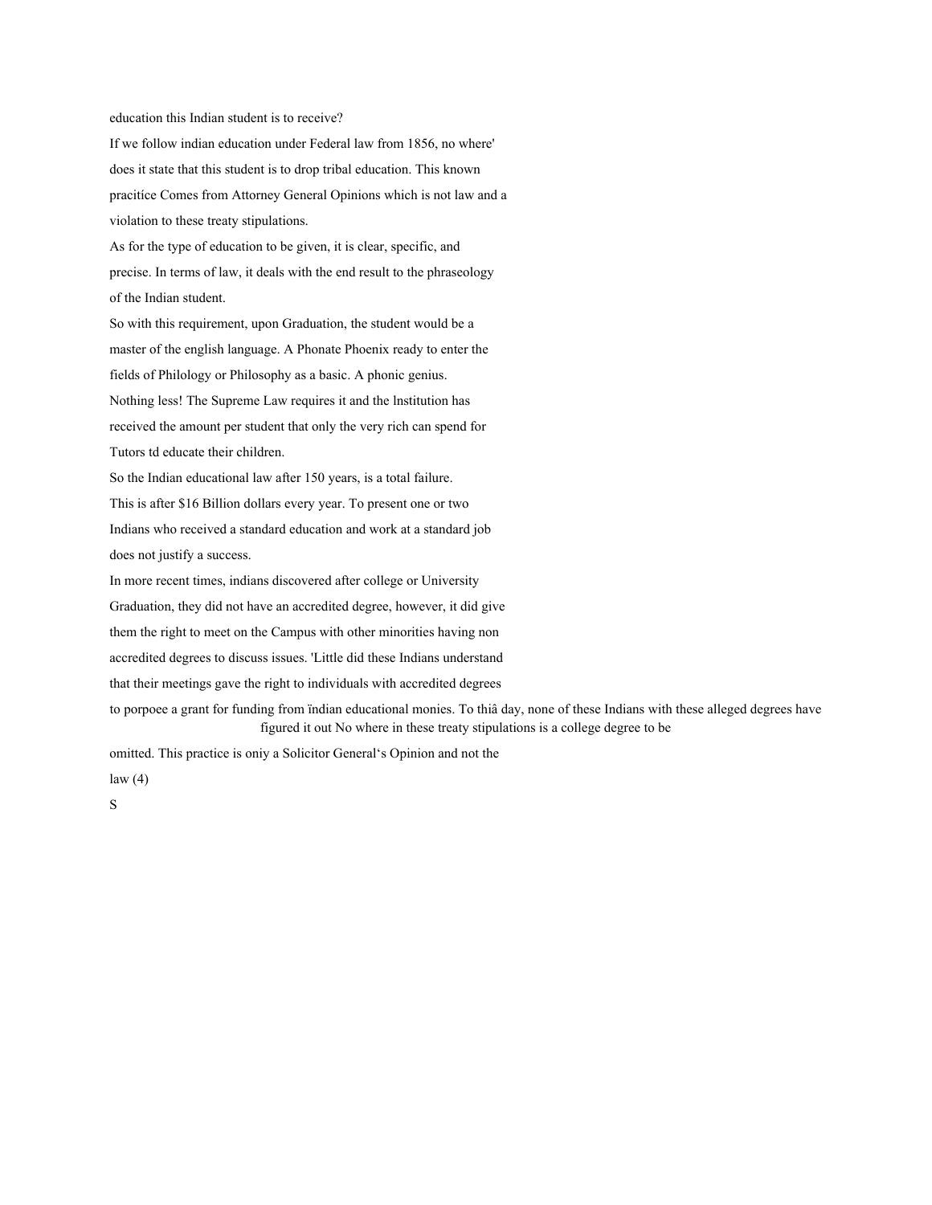education this Indian student is to receive?

If we follow indian education under Federal law from 1856, no where' does it state that this student is to drop tribal education. This known pracitíce Comes from Attorney General Opinions which is not law and a violation to these treaty stipulations.

As for the type of education to be given, it is clear, specific, and precise. In terms of law, it deals with the end result to the phraseology of the Indian student.

So with this requirement, upon Graduation, the student would be a master of the english language. A Phonate Phoenix ready to enter the fields of Philology or Philosophy as a basic. A phonic genius. Nothing less! The Supreme Law requires it and the lnstitution has received the amount per student that only the very rich can spend for Tutors td educate their children.

So the Indian educational law after 150 years, is a total failure. This is after $16 Billion dollars every year. To present one or two Indians who received a standard education and work at a standard job does not justify a success.

In more recent times, indians discovered after college or University Graduation, they did not have an accredited degree, however, it did give them the right to meet on the Campus with other minorities having non accredited degrees to discuss issues. 'Little did these Indians understand that their meetings gave the right to individuals with accredited degrees to porpoee a grant for funding from ïndian educational monies. To thiâ day, none of these Indians with these alleged degrees have figured it out No where in these treaty stipulations is a college degree to be omitted. This practice is oniy a Solicitor General‘s Opinion and not the law (4)

S